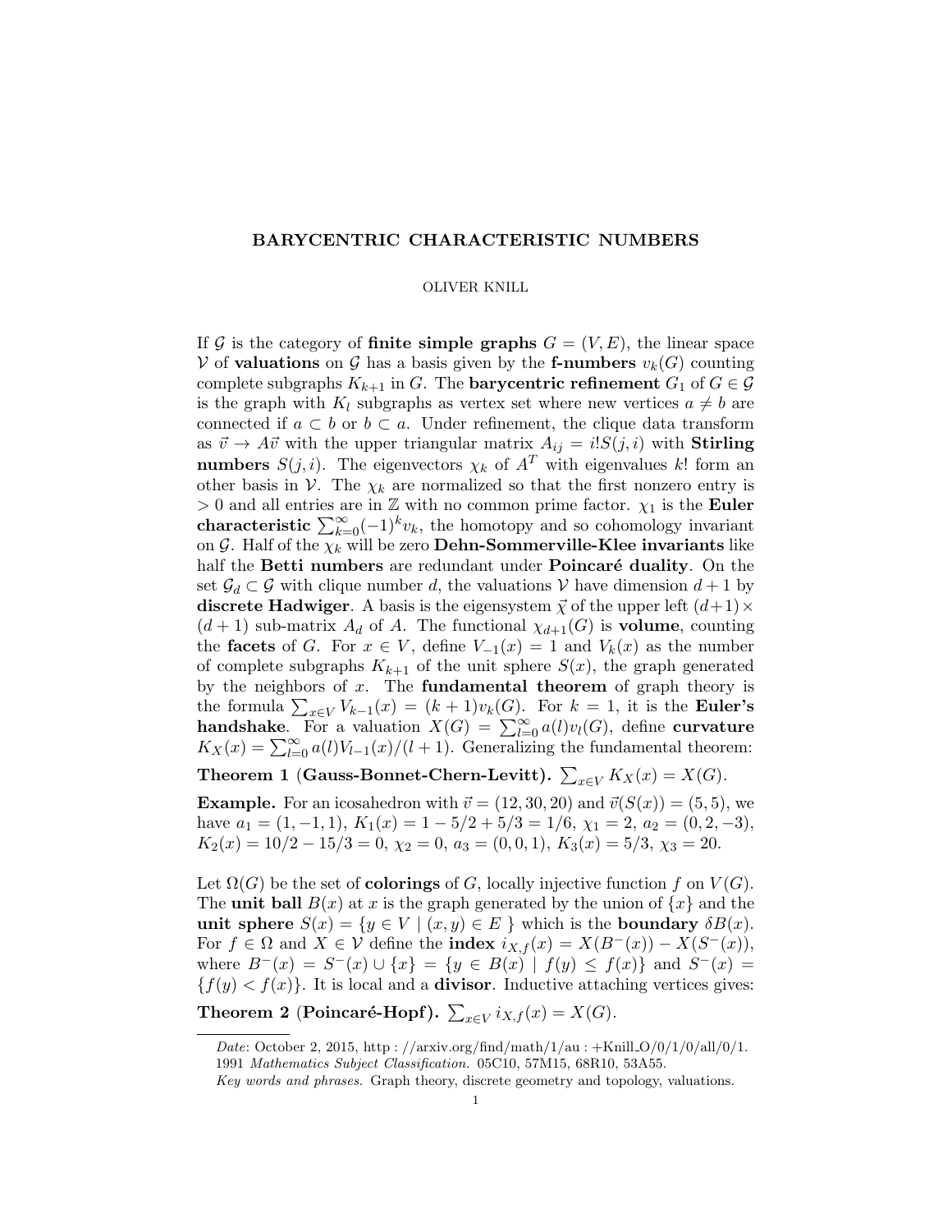# BARYCENTRIC CHARACTERISTIC NUMBERS

OLIVER KNILL

If $\mathcal{G}$ is the category of **finite simple graphs** $G = (V, E)$, the linear space $\mathcal{V}$ of **valuations** on $\mathcal{G}$ has a basis given by the **f-numbers** $v_k(G)$ counting complete subgraphs $K_{k+1}$ in $G$. The **barycentric refinement** $G_1$ of $G \in \mathcal{G}$ is the graph with $K_l$ subgraphs as vertex set where new vertices $a \neq b$ are connected if $a \subset b$ or $b \subset a$. Under refinement, the clique data transform as $\vec{v} \to A\vec{v}$ with the upper triangular matrix $A_{ij} = i! S(j,i)$ with **Stirling numbers** $S(j,i)$. The eigenvectors $\chi_k$ of $A^T$ with eigenvalues $k!$ form an other basis in $\mathcal{V}$. The $\chi_k$ are normalized so that the first nonzero entry is $> 0$ and all entries are in $\mathbb{Z}$ with no common prime factor. $\chi_1$ is the **Euler characteristic** $\sum_{k=0}^{\infty} (-1)^k v_k$, the homotopy and so cohomology invariant on $\mathcal{G}$. Half of the $\chi_k$ will be zero **Dehn-Sommerville-Klee invariants** like half the **Betti numbers** are redundant under **Poincaré duality**. On the set $\mathcal{G}_d \subset \mathcal{G}$ with clique number $d$, the valuations $\mathcal{V}$ have dimension $d+1$ by **discrete Hadwiger**. A basis is the eigensystem $\vec{\chi}$ of the upper left $(d+1) \times (d+1)$ sub-matrix $A_d$ of $A$. The functional $\chi_{d+1}(G)$ is **volume**, counting the **facets** of $G$. For $x \in V$, define $V_{-1}(x) = 1$ and $V_k(x)$ as the number of complete subgraphs $K_{k+1}$ of the unit sphere $S(x)$, the graph generated by the neighbors of $x$. The **fundamental theorem** of graph theory is the formula $\sum_{x \in V} V_{k-1}(x) = (k+1) v_k(G)$. For $k = 1$, it is the **Euler's handshake**. For a valuation $X(G) = \sum_{l=0}^{\infty} a(l) v_l(G)$, define **curvature** $K_X(x) = \sum_{l=0}^{\infty} a(l) V_{l-1}(x)/(l+1)$. Generalizing the fundamental theorem:

**Theorem 1 (Gauss-Bonnet-Chern-Levitt).** $\sum_{x \in V} K_X(x) = X(G)$.

**Example.** For an icosahedron with $\vec{v} = (12, 30, 20)$ and $\vec{v}(S(x)) = (5, 5)$, we have $a_1 = (1, -1, 1)$, $K_1(x) = 1 - 5/2 + 5/3 = 1/6$, $\chi_1 = 2$, $a_2 = (0, 2, -3)$, $K_2(x) = 10/2 - 15/3 = 0$, $\chi_2 = 0$, $a_3 = (0, 0, 1)$, $K_3(x) = 5/3$, $\chi_3 = 20$.

Let $\Omega(G)$ be the set of **colorings** of $G$, locally injective function $f$ on $V(G)$. The **unit ball** $B(x)$ at $x$ is the graph generated by the union of $\{x\}$ and the **unit sphere** $S(x) = \{y \in V \mid (x, y) \in E\}$ which is the **boundary** $\delta B(x)$. For $f \in \Omega$ and $X \in \mathcal{V}$ define the **index** $i_{X,f}(x) = X(B^-(x)) - X(S^-(x))$, where $B^-(x) = S^-(x) \cup \{x\} = \{y \in B(x) \mid f(y) \leq f(x)\}$ and $S^-(x) = \{f(y) < f(x)\}$. It is local and a **divisor**. Inductive attaching vertices gives:

**Theorem 2 (Poincaré-Hopf).** $\sum_{x \in V} i_{X,f}(x) = X(G)$.

---

*Date*: October 2, 2015, http : //arxiv.org/find/math/1/au : +Knill_O/0/1/0/all/0/1.

1991 *Mathematics Subject Classification.* 05C10, 57M15, 68R10, 53A55.

*Key words and phrases.* Graph theory, discrete geometry and topology, valuations.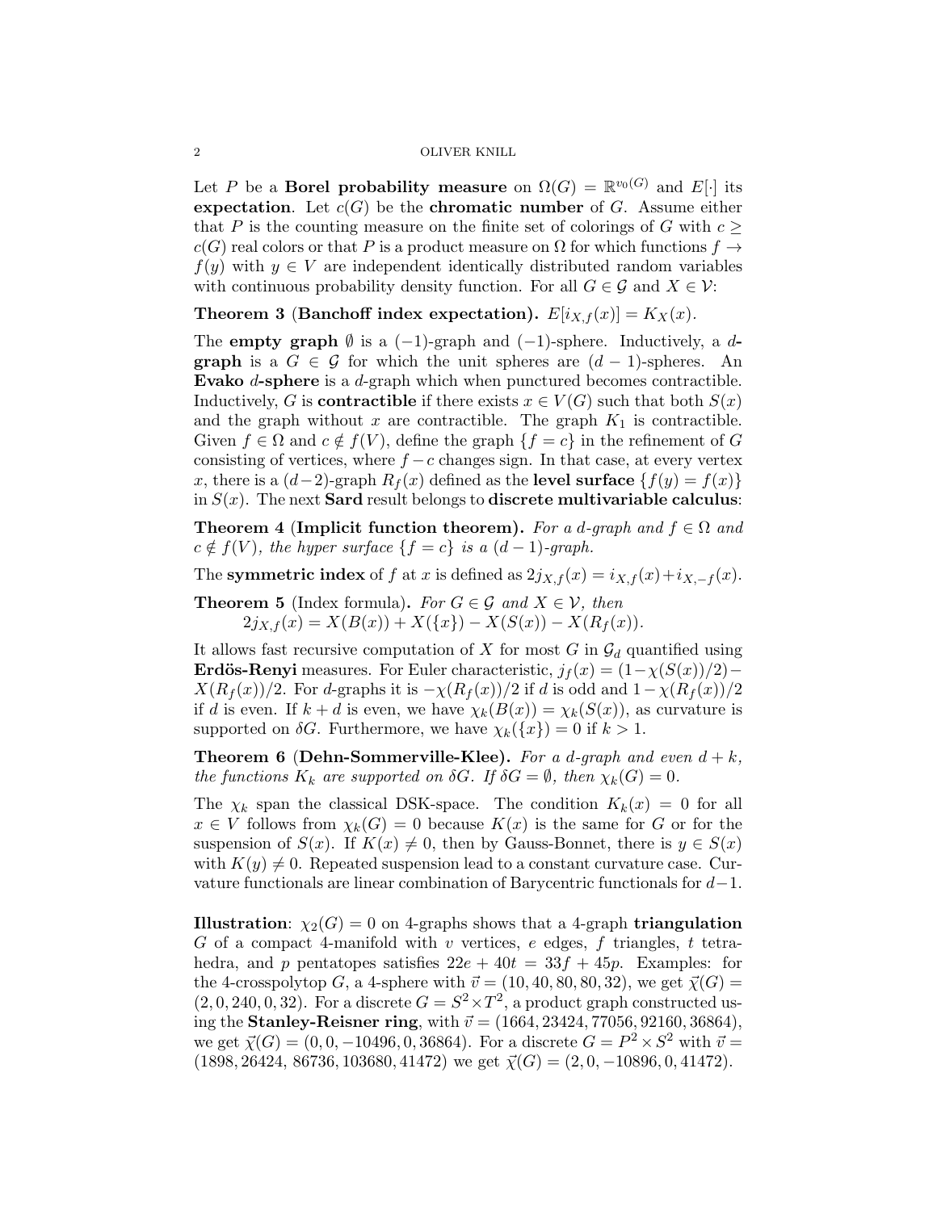Let $P$ be a **Borel probability measure** on $\Omega(G) = \mathbb{R}^{v_0(G)}$ and $E[\cdot]$ its **expectation**. Let $c(G)$ be the **chromatic number** of $G$. Assume either that $P$ is the counting measure on the finite set of colorings of $G$ with $c \geq c(G)$ real colors or that $P$ is a product measure on $\Omega$ for which functions $f \to f(y)$ with $y \in V$ are independent identically distributed random variables with continuous probability density function. For all $G \in \mathcal{G}$ and $X \in \mathcal{V}$:

**Theorem 3** (**Banchoff index expectation**). *$E[i_{X,f}(x)] = K_X(x)$.*

The **empty graph** $\emptyset$ is a $(-1)$-graph and $(-1)$-sphere. Inductively, a **$d$-graph** is a $G \in \mathcal{G}$ for which the unit spheres are $(d-1)$-spheres. An **Evako $d$-sphere** is a $d$-graph which when punctured becomes contractible. Inductively, $G$ is **contractible** if there exists $x \in V(G)$ such that both $S(x)$ and the graph without $x$ are contractible. The graph $K_1$ is contractible. Given $f \in \Omega$ and $c \notin f(V)$, define the graph $\{f = c\}$ in the refinement of $G$ consisting of vertices, where $f - c$ changes sign. In that case, at every vertex $x$, there is a $(d-2)$-graph $R_f(x)$ defined as the **level surface** $\{f(y) = f(x)\}$ in $S(x)$. The next **Sard** result belongs to **discrete multivariable calculus**:

**Theorem 4** (**Implicit function theorem**). *For a $d$-graph and $f \in \Omega$ and $c \notin f(V)$, the hyper surface $\{f = c\}$ is a $(d-1)$-graph.*

The **symmetric index** of $f$ at $x$ is defined as $2j_{X,f}(x) = i_{X,f}(x) + i_{X,-f}(x)$.

**Theorem 5** (Index formula)**.** *For $G \in \mathcal{G}$ and $X \in \mathcal{V}$, then*

$$2j_{X,f}(x) = X(B(x)) + X(\{x\}) - X(S(x)) - X(R_f(x)).$$

It allows fast recursive computation of $X$ for most $G$ in $\mathcal{G}_d$ quantified using **Erdös-Renyi** measures. For Euler characteristic, $j_f(x) = (1 - \chi(S(x))/2) - X(R_f(x))/2$. For $d$-graphs it is $-\chi(R_f(x))/2$ if $d$ is odd and $1 - \chi(R_f(x))/2$ if $d$ is even. If $k + d$ is even, we have $\chi_k(B(x)) = \chi_k(S(x))$, as curvature is supported on $\delta G$. Furthermore, we have $\chi_k(\{x\}) = 0$ if $k > 1$.

**Theorem 6** (**Dehn-Sommerville-Klee**). *For a $d$-graph and even $d + k$, the functions $K_k$ are supported on $\delta G$. If $\delta G = \emptyset$, then $\chi_k(G) = 0$.*

The $\chi_k$ span the classical DSK-space. The condition $K_k(x) = 0$ for all $x \in V$ follows from $\chi_k(G) = 0$ because $K(x)$ is the same for $G$ or for the suspension of $S(x)$. If $K(x) \neq 0$, then by Gauss-Bonnet, there is $y \in S(x)$ with $K(y) \neq 0$. Repeated suspension lead to a constant curvature case. Curvature functionals are linear combination of Barycentric functionals for $d-1$.

**Illustration**: $\chi_2(G) = 0$ on 4-graphs shows that a 4-graph **triangulation** $G$ of a compact 4-manifold with $v$ vertices, $e$ edges, $f$ triangles, $t$ tetrahedra, and $p$ pentatopes satisfies $22e + 40t = 33f + 45p$. Examples: for the 4-crosspolytop $G$, a 4-sphere with $\vec{v} = (10, 40, 80, 80, 32)$, we get $\vec{\chi}(G) = (2, 0, 240, 0, 32)$. For a discrete $G = S^2 \times T^2$, a product graph constructed using the **Stanley-Reisner ring**, with $\vec{v} = (1664, 23424, 77056, 92160, 36864)$, we get $\vec{\chi}(G) = (0, 0, -10496, 0, 36864)$. For a discrete $G = P^2 \times S^2$ with $\vec{v} = (1898, 26424, 86736, 103680, 41472)$ we get $\vec{\chi}(G) = (2, 0, -10896, 0, 41472)$.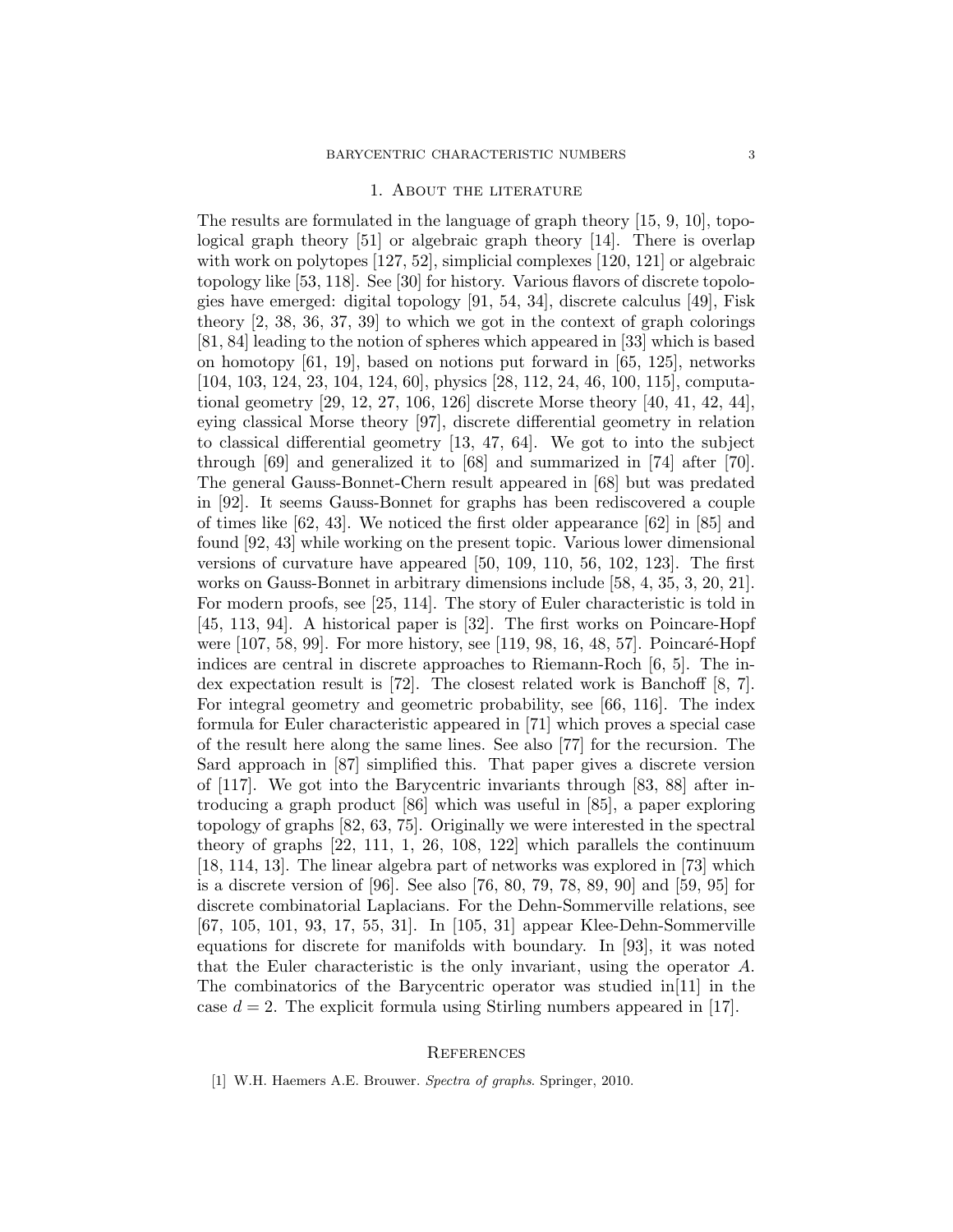## 1. About the literature

The results are formulated in the language of graph theory [15, 9, 10], topological graph theory [51] or algebraic graph theory [14]. There is overlap with work on polytopes [127, 52], simplicial complexes [120, 121] or algebraic topology like [53, 118]. See [30] for history. Various flavors of discrete topologies have emerged: digital topology [91, 54, 34], discrete calculus [49], Fisk theory [2, 38, 36, 37, 39] to which we got in the context of graph colorings [81, 84] leading to the notion of spheres which appeared in [33] which is based on homotopy [61, 19], based on notions put forward in [65, 125], networks [104, 103, 124, 23, 104, 124, 60], physics [28, 112, 24, 46, 100, 115], computational geometry [29, 12, 27, 106, 126] discrete Morse theory [40, 41, 42, 44], eying classical Morse theory [97], discrete differential geometry in relation to classical differential geometry [13, 47, 64]. We got to into the subject through [69] and generalized it to [68] and summarized in [74] after [70]. The general Gauss-Bonnet-Chern result appeared in [68] but was predated in [92]. It seems Gauss-Bonnet for graphs has been rediscovered a couple of times like [62, 43]. We noticed the first older appearance [62] in [85] and found [92, 43] while working on the present topic. Various lower dimensional versions of curvature have appeared [50, 109, 110, 56, 102, 123]. The first works on Gauss-Bonnet in arbitrary dimensions include [58, 4, 35, 3, 20, 21]. For modern proofs, see [25, 114]. The story of Euler characteristic is told in [45, 113, 94]. A historical paper is [32]. The first works on Poincare-Hopf were [107, 58, 99]. For more history, see [119, 98, 16, 48, 57]. Poincaré-Hopf indices are central in discrete approaches to Riemann-Roch [6, 5]. The index expectation result is [72]. The closest related work is Banchoff [8, 7]. For integral geometry and geometric probability, see [66, 116]. The index formula for Euler characteristic appeared in [71] which proves a special case of the result here along the same lines. See also [77] for the recursion. The Sard approach in [87] simplified this. That paper gives a discrete version of [117]. We got into the Barycentric invariants through [83, 88] after introducing a graph product [86] which was useful in [85], a paper exploring topology of graphs [82, 63, 75]. Originally we were interested in the spectral theory of graphs [22, 111, 1, 26, 108, 122] which parallels the continuum [18, 114, 13]. The linear algebra part of networks was explored in [73] which is a discrete version of [96]. See also [76, 80, 79, 78, 89, 90] and [59, 95] for discrete combinatorial Laplacians. For the Dehn-Sommerville relations, see [67, 105, 101, 93, 17, 55, 31]. In [105, 31] appear Klee-Dehn-Sommerville equations for discrete for manifolds with boundary. In [93], it was noted that the Euler characteristic is the only invariant, using the operator $A$. The combinatorics of the Barycentric operator was studied in[11] in the case $d = 2$. The explicit formula using Stirling numbers appeared in [17].

## References

[1] W.H. Haemers A.E. Brouwer. *Spectra of graphs*. Springer, 2010.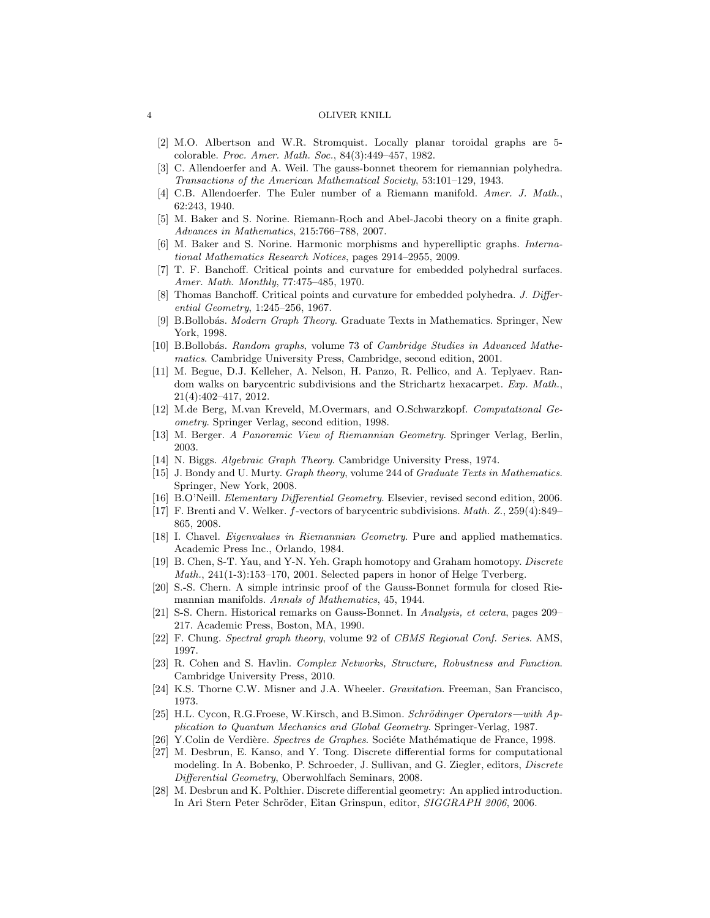[2] M.O. Albertson and W.R. Stromquist. Locally planar toroidal graphs are 5-colorable. *Proc. Amer. Math. Soc.*, 84(3):449–457, 1982.

[3] C. Allendoerfer and A. Weil. The gauss-bonnet theorem for riemannian polyhedra. *Transactions of the American Mathematical Society*, 53:101–129, 1943.

[4] C.B. Allendoerfer. The Euler number of a Riemann manifold. *Amer. J. Math.*, 62:243, 1940.

[5] M. Baker and S. Norine. Riemann-Roch and Abel-Jacobi theory on a finite graph. *Advances in Mathematics*, 215:766–788, 2007.

[6] M. Baker and S. Norine. Harmonic morphisms and hyperelliptic graphs. *International Mathematics Research Notices*, pages 2914–2955, 2009.

[7] T. F. Banchoff. Critical points and curvature for embedded polyhedral surfaces. *Amer. Math. Monthly*, 77:475–485, 1970.

[8] Thomas Banchoff. Critical points and curvature for embedded polyhedra. *J. Differential Geometry*, 1:245–256, 1967.

[9] B.Bollobás. *Modern Graph Theory*. Graduate Texts in Mathematics. Springer, New York, 1998.

[10] B.Bollobás. *Random graphs*, volume 73 of *Cambridge Studies in Advanced Mathematics*. Cambridge University Press, Cambridge, second edition, 2001.

[11] M. Begue, D.J. Kelleher, A. Nelson, H. Panzo, R. Pellico, and A. Teplyaev. Random walks on barycentric subdivisions and the Strichartz hexacarpet. *Exp. Math.*, 21(4):402–417, 2012.

[12] M.de Berg, M.van Kreveld, M.Overmars, and O.Schwarzkopf. *Computational Geometry*. Springer Verlag, second edition, 1998.

[13] M. Berger. *A Panoramic View of Riemannian Geometry*. Springer Verlag, Berlin, 2003.

[14] N. Biggs. *Algebraic Graph Theory*. Cambridge University Press, 1974.

[15] J. Bondy and U. Murty. *Graph theory*, volume 244 of *Graduate Texts in Mathematics*. Springer, New York, 2008.

[16] B.O'Neill. *Elementary Differential Geometry*. Elsevier, revised second edition, 2006.

[17] F. Brenti and V. Welker. $f$-vectors of barycentric subdivisions. *Math. Z.*, 259(4):849–865, 2008.

[18] I. Chavel. *Eigenvalues in Riemannian Geometry*. Pure and applied mathematics. Academic Press Inc., Orlando, 1984.

[19] B. Chen, S-T. Yau, and Y-N. Yeh. Graph homotopy and Graham homotopy. *Discrete Math.*, 241(1-3):153–170, 2001. Selected papers in honor of Helge Tverberg.

[20] S.-S. Chern. A simple intrinsic proof of the Gauss-Bonnet formula for closed Riemannian manifolds. *Annals of Mathematics*, 45, 1944.

[21] S-S. Chern. Historical remarks on Gauss-Bonnet. In *Analysis, et cetera*, pages 209–217. Academic Press, Boston, MA, 1990.

[22] F. Chung. *Spectral graph theory*, volume 92 of *CBMS Regional Conf. Series*. AMS, 1997.

[23] R. Cohen and S. Havlin. *Complex Networks, Structure, Robustness and Function*. Cambridge University Press, 2010.

[24] K.S. Thorne C.W. Misner and J.A. Wheeler. *Gravitation*. Freeman, San Francisco, 1973.

[25] H.L. Cycon, R.G.Froese, W.Kirsch, and B.Simon. *Schrödinger Operators—with Application to Quantum Mechanics and Global Geometry*. Springer-Verlag, 1987.

[26] Y.Colin de Verdière. *Spectres de Graphes*. Sociéte Mathématique de France, 1998.

[27] M. Desbrun, E. Kanso, and Y. Tong. Discrete differential forms for computational modeling. In A. Bobenko, P. Schroeder, J. Sullivan, and G. Ziegler, editors, *Discrete Differential Geometry*, Oberwohlfach Seminars, 2008.

[28] M. Desbrun and K. Polthier. Discrete differential geometry: An applied introduction. In Ari Stern Peter Schröder, Eitan Grinspun, editor, *SIGGRAPH 2006*, 2006.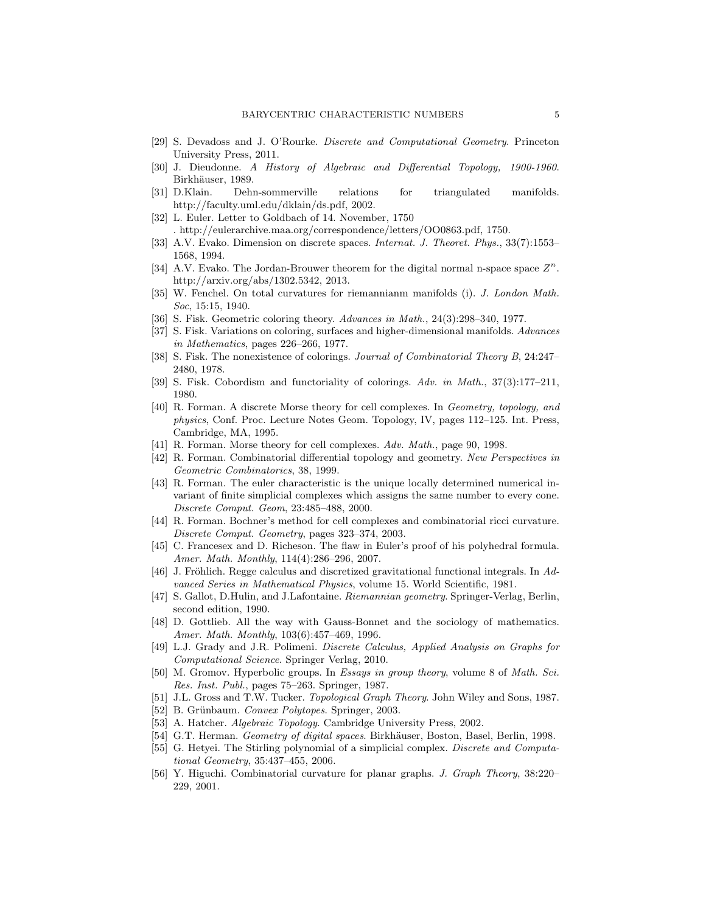[29] S. Devadoss and J. O'Rourke. *Discrete and Computational Geometry*. Princeton University Press, 2011.

[30] J. Dieudonne. *A History of Algebraic and Differential Topology, 1900-1960*. Birkhäuser, 1989.

[31] D.Klain. Dehn-sommerville relations for triangulated manifolds. http://faculty.uml.edu/dklain/ds.pdf, 2002.

[32] L. Euler. Letter to Goldbach of 14. November, 1750 . http://eulerarchive.maa.org/correspondence/letters/OO0863.pdf, 1750.

[33] A.V. Evako. Dimension on discrete spaces. *Internat. J. Theoret. Phys.*, 33(7):1553–1568, 1994.

[34] A.V. Evako. The Jordan-Brouwer theorem for the digital normal n-space space $Z^n$. http://arxiv.org/abs/1302.5342, 2013.

[35] W. Fenchel. On total curvatures for riemannianm manifolds (i). *J. London Math. Soc*, 15:15, 1940.

[36] S. Fisk. Geometric coloring theory. *Advances in Math.*, 24(3):298–340, 1977.

[37] S. Fisk. Variations on coloring, surfaces and higher-dimensional manifolds. *Advances in Mathematics*, pages 226–266, 1977.

[38] S. Fisk. The nonexistence of colorings. *Journal of Combinatorial Theory B*, 24:247–2480, 1978.

[39] S. Fisk. Cobordism and functoriality of colorings. *Adv. in Math.*, 37(3):177–211, 1980.

[40] R. Forman. A discrete Morse theory for cell complexes. In *Geometry, topology, and physics*, Conf. Proc. Lecture Notes Geom. Topology, IV, pages 112–125. Int. Press, Cambridge, MA, 1995.

[41] R. Forman. Morse theory for cell complexes. *Adv. Math.*, page 90, 1998.

[42] R. Forman. Combinatorial differential topology and geometry. *New Perspectives in Geometric Combinatorics*, 38, 1999.

[43] R. Forman. The euler characteristic is the unique locally determined numerical invariant of finite simplicial complexes which assigns the same number to every cone. *Discrete Comput. Geom*, 23:485–488, 2000.

[44] R. Forman. Bochner's method for cell complexes and combinatorial ricci curvature. *Discrete Comput. Geometry*, pages 323–374, 2003.

[45] C. Francesex and D. Richeson. The flaw in Euler's proof of his polyhedral formula. *Amer. Math. Monthly*, 114(4):286–296, 2007.

[46] J. Fröhlich. Regge calculus and discretized gravitational functional integrals. In *Advanced Series in Mathematical Physics*, volume 15. World Scientific, 1981.

[47] S. Gallot, D.Hulin, and J.Lafontaine. *Riemannian geometry*. Springer-Verlag, Berlin, second edition, 1990.

[48] D. Gottlieb. All the way with Gauss-Bonnet and the sociology of mathematics. *Amer. Math. Monthly*, 103(6):457–469, 1996.

[49] L.J. Grady and J.R. Polimeni. *Discrete Calculus, Applied Analysis on Graphs for Computational Science*. Springer Verlag, 2010.

[50] M. Gromov. Hyperbolic groups. In *Essays in group theory*, volume 8 of *Math. Sci. Res. Inst. Publ.*, pages 75–263. Springer, 1987.

[51] J.L. Gross and T.W. Tucker. *Topological Graph Theory*. John Wiley and Sons, 1987.

[52] B. Grünbaum. *Convex Polytopes*. Springer, 2003.

[53] A. Hatcher. *Algebraic Topology*. Cambridge University Press, 2002.

[54] G.T. Herman. *Geometry of digital spaces*. Birkhäuser, Boston, Basel, Berlin, 1998.

[55] G. Hetyei. The Stirling polynomial of a simplicial complex. *Discrete and Computational Geometry*, 35:437–455, 2006.

[56] Y. Higuchi. Combinatorial curvature for planar graphs. *J. Graph Theory*, 38:220–229, 2001.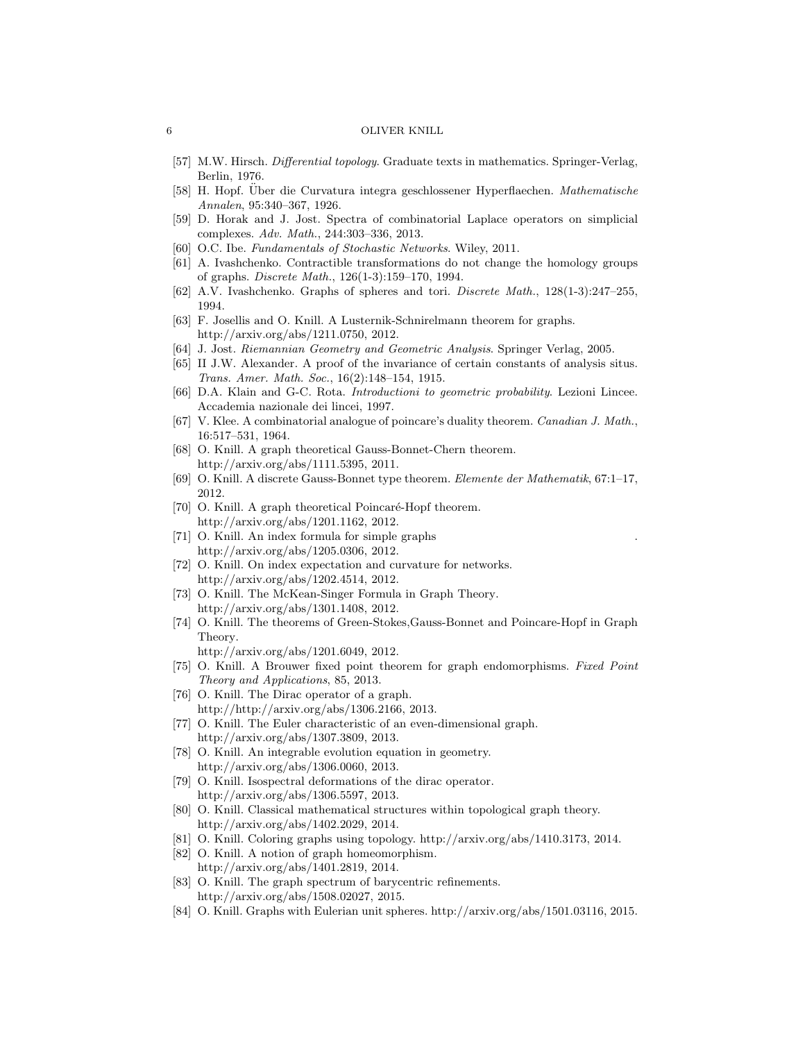- [57] M.W. Hirsch. *Differential topology*. Graduate texts in mathematics. Springer-Verlag, Berlin, 1976.
- [58] H. Hopf. Über die Curvatura integra geschlossener Hyperflaechen. *Mathematische Annalen*, 95:340–367, 1926.
- [59] D. Horak and J. Jost. Spectra of combinatorial Laplace operators on simplicial complexes. *Adv. Math.*, 244:303–336, 2013.
- [60] O.C. Ibe. *Fundamentals of Stochastic Networks*. Wiley, 2011.
- [61] A. Ivashchenko. Contractible transformations do not change the homology groups of graphs. *Discrete Math.*, 126(1-3):159–170, 1994.
- [62] A.V. Ivashchenko. Graphs of spheres and tori. *Discrete Math.*, 128(1-3):247–255, 1994.
- [63] F. Josellis and O. Knill. A Lusternik-Schnirelmann theorem for graphs. http://arxiv.org/abs/1211.0750, 2012.
- [64] J. Jost. *Riemannian Geometry and Geometric Analysis*. Springer Verlag, 2005.
- [65] II J.W. Alexander. A proof of the invariance of certain constants of analysis situs. *Trans. Amer. Math. Soc.*, 16(2):148–154, 1915.
- [66] D.A. Klain and G-C. Rota. *Introductioni to geometric probability*. Lezioni Lincee. Accademia nazionale dei lincei, 1997.
- [67] V. Klee. A combinatorial analogue of poincare's duality theorem. *Canadian J. Math.*, 16:517–531, 1964.
- [68] O. Knill. A graph theoretical Gauss-Bonnet-Chern theorem. http://arxiv.org/abs/1111.5395, 2011.
- [69] O. Knill. A discrete Gauss-Bonnet type theorem. *Elemente der Mathematik*, 67:1–17, 2012.
- [70] O. Knill. A graph theoretical Poincaré-Hopf theorem. http://arxiv.org/abs/1201.1162, 2012.
- [71] O. Knill. An index formula for simple graphs . http://arxiv.org/abs/1205.0306, 2012.
- [72] O. Knill. On index expectation and curvature for networks. http://arxiv.org/abs/1202.4514, 2012.
- [73] O. Knill. The McKean-Singer Formula in Graph Theory. http://arxiv.org/abs/1301.1408, 2012.
- [74] O. Knill. The theorems of Green-Stokes,Gauss-Bonnet and Poincare-Hopf in Graph Theory. http://arxiv.org/abs/1201.6049, 2012.
- [75] O. Knill. A Brouwer fixed point theorem for graph endomorphisms. *Fixed Point Theory and Applications*, 85, 2013.
- [76] O. Knill. The Dirac operator of a graph. http://http://arxiv.org/abs/1306.2166, 2013.
- [77] O. Knill. The Euler characteristic of an even-dimensional graph. http://arxiv.org/abs/1307.3809, 2013.
- [78] O. Knill. An integrable evolution equation in geometry. http://arxiv.org/abs/1306.0060, 2013.
- [79] O. Knill. Isospectral deformations of the dirac operator. http://arxiv.org/abs/1306.5597, 2013.
- [80] O. Knill. Classical mathematical structures within topological graph theory. http://arxiv.org/abs/1402.2029, 2014.
- [81] O. Knill. Coloring graphs using topology. http://arxiv.org/abs/1410.3173, 2014.
- [82] O. Knill. A notion of graph homeomorphism. http://arxiv.org/abs/1401.2819, 2014.
- [83] O. Knill. The graph spectrum of barycentric refinements. http://arxiv.org/abs/1508.02027, 2015.
- [84] O. Knill. Graphs with Eulerian unit spheres. http://arxiv.org/abs/1501.03116, 2015.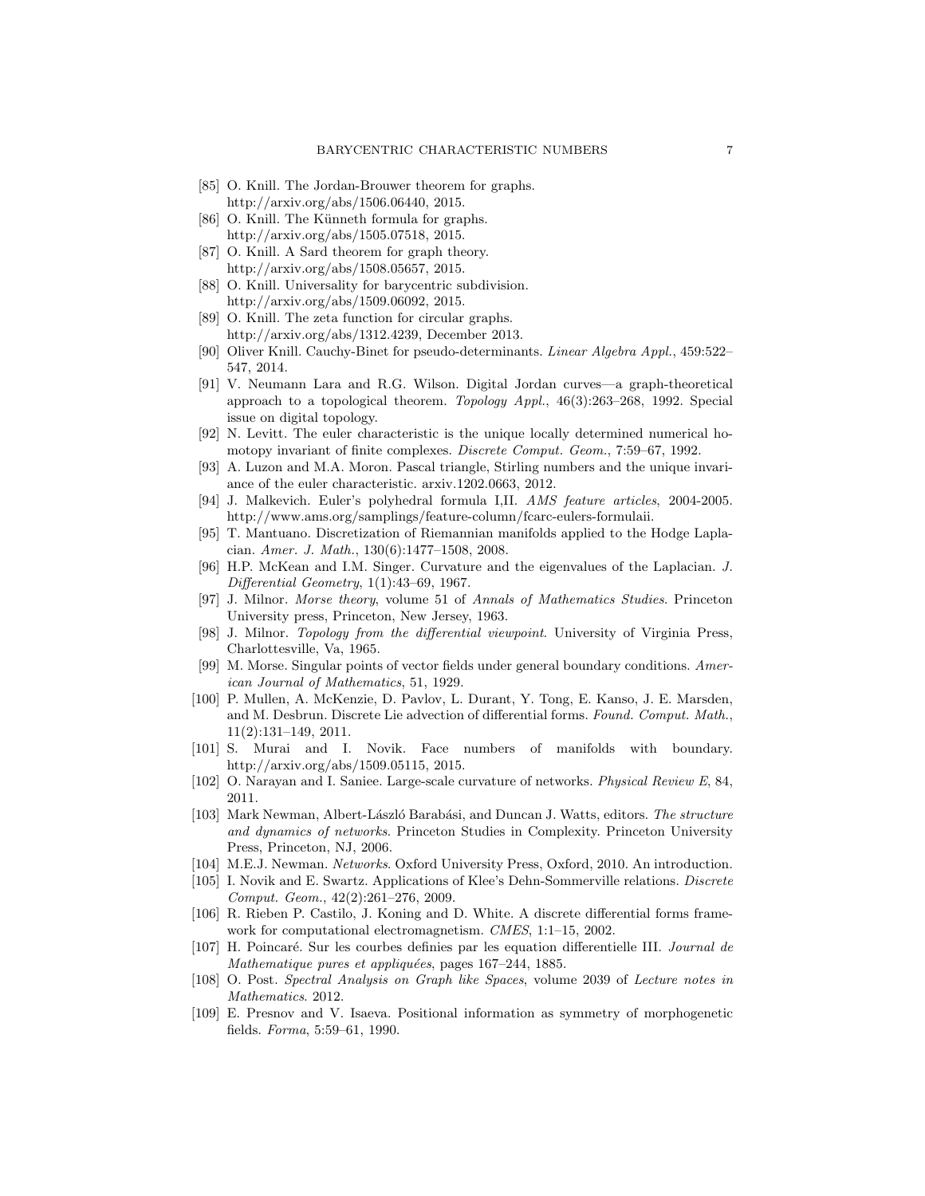- [85] O. Knill. The Jordan-Brouwer theorem for graphs. http://arxiv.org/abs/1506.06440, 2015.
- [86] O. Knill. The Künneth formula for graphs. http://arxiv.org/abs/1505.07518, 2015.
- [87] O. Knill. A Sard theorem for graph theory. http://arxiv.org/abs/1508.05657, 2015.
- [88] O. Knill. Universality for barycentric subdivision. http://arxiv.org/abs/1509.06092, 2015.
- [89] O. Knill. The zeta function for circular graphs. http://arxiv.org/abs/1312.4239, December 2013.
- [90] Oliver Knill. Cauchy-Binet for pseudo-determinants. *Linear Algebra Appl.*, 459:522–547, 2014.
- [91] V. Neumann Lara and R.G. Wilson. Digital Jordan curves—a graph-theoretical approach to a topological theorem. *Topology Appl.*, 46(3):263–268, 1992. Special issue on digital topology.
- [92] N. Levitt. The euler characteristic is the unique locally determined numerical homotopy invariant of finite complexes. *Discrete Comput. Geom.*, 7:59–67, 1992.
- [93] A. Luzon and M.A. Moron. Pascal triangle, Stirling numbers and the unique invariance of the euler characteristic. arxiv.1202.0663, 2012.
- [94] J. Malkevich. Euler's polyhedral formula I,II. *AMS feature articles*, 2004-2005. http://www.ams.org/samplings/feature-column/fcarc-eulers-formulaii.
- [95] T. Mantuano. Discretization of Riemannian manifolds applied to the Hodge Laplacian. *Amer. J. Math.*, 130(6):1477–1508, 2008.
- [96] H.P. McKean and I.M. Singer. Curvature and the eigenvalues of the Laplacian. *J. Differential Geometry*, 1(1):43–69, 1967.
- [97] J. Milnor. *Morse theory*, volume 51 of *Annals of Mathematics Studies*. Princeton University press, Princeton, New Jersey, 1963.
- [98] J. Milnor. *Topology from the differential viewpoint*. University of Virginia Press, Charlottesville, Va, 1965.
- [99] M. Morse. Singular points of vector fields under general boundary conditions. *American Journal of Mathematics*, 51, 1929.
- [100] P. Mullen, A. McKenzie, D. Pavlov, L. Durant, Y. Tong, E. Kanso, J. E. Marsden, and M. Desbrun. Discrete Lie advection of differential forms. *Found. Comput. Math.*, 11(2):131–149, 2011.
- [101] S. Murai and I. Novik. Face numbers of manifolds with boundary. http://arxiv.org/abs/1509.05115, 2015.
- [102] O. Narayan and I. Saniee. Large-scale curvature of networks. *Physical Review E*, 84, 2011.
- [103] Mark Newman, Albert-László Barabási, and Duncan J. Watts, editors. *The structure and dynamics of networks*. Princeton Studies in Complexity. Princeton University Press, Princeton, NJ, 2006.
- [104] M.E.J. Newman. *Networks*. Oxford University Press, Oxford, 2010. An introduction.
- [105] I. Novik and E. Swartz. Applications of Klee's Dehn-Sommerville relations. *Discrete Comput. Geom.*, 42(2):261–276, 2009.
- [106] R. Rieben P. Castilo, J. Koning and D. White. A discrete differential forms framework for computational electromagnetism. *CMES*, 1:1–15, 2002.
- [107] H. Poincaré. Sur les courbes definies par les equation differentielle III. *Journal de Mathematique pures et appliquées*, pages 167–244, 1885.
- [108] O. Post. *Spectral Analysis on Graph like Spaces*, volume 2039 of *Lecture notes in Mathematics*. 2012.
- [109] E. Presnov and V. Isaeva. Positional information as symmetry of morphogenetic fields. *Forma*, 5:59–61, 1990.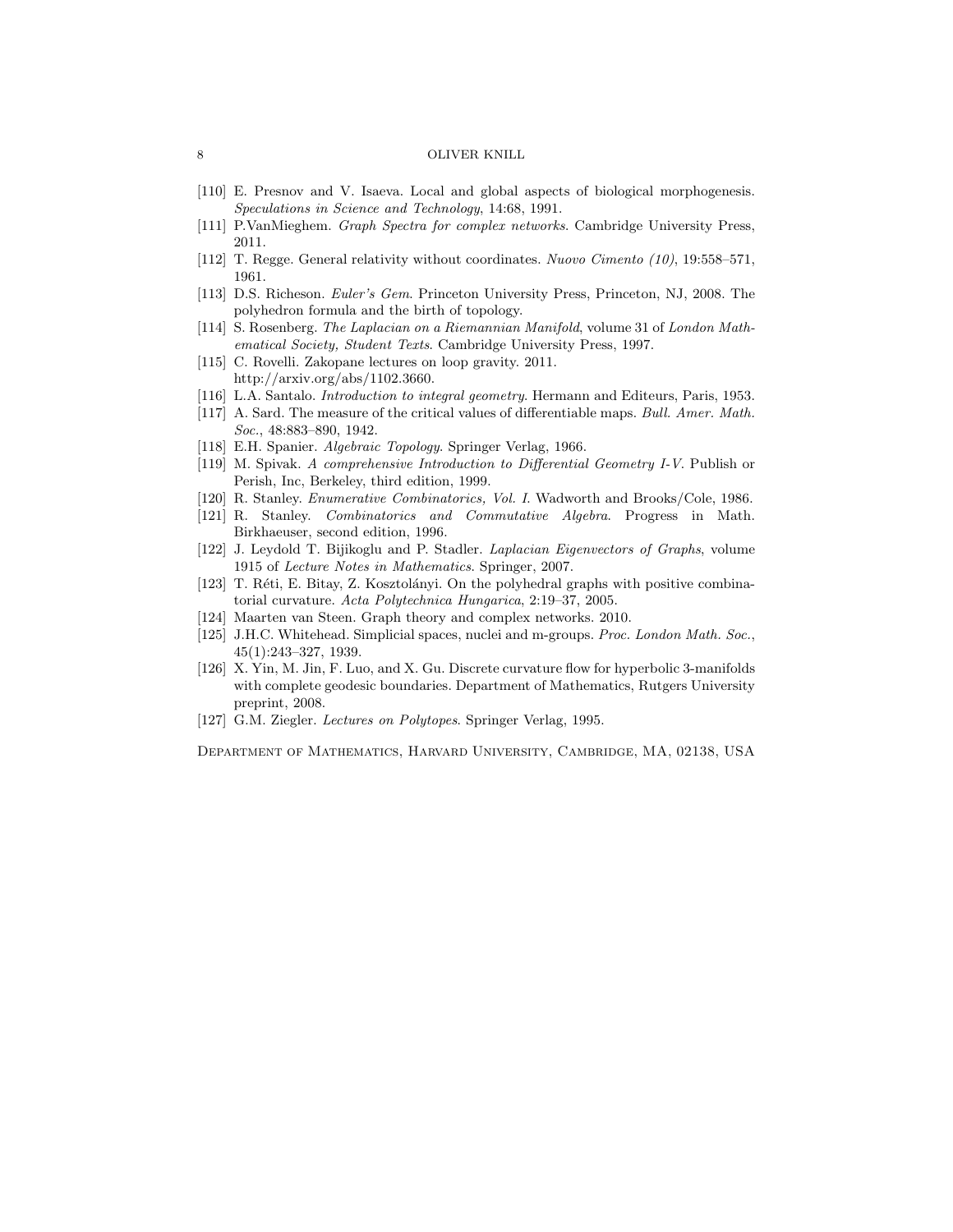[110] E. Presnov and V. Isaeva. Local and global aspects of biological morphogenesis. *Speculations in Science and Technology*, 14:68, 1991.

[111] P.VanMieghem. *Graph Spectra for complex networks*. Cambridge University Press, 2011.

[112] T. Regge. General relativity without coordinates. *Nuovo Cimento (10)*, 19:558–571, 1961.

[113] D.S. Richeson. *Euler's Gem*. Princeton University Press, Princeton, NJ, 2008. The polyhedron formula and the birth of topology.

[114] S. Rosenberg. *The Laplacian on a Riemannian Manifold*, volume 31 of *London Mathematical Society, Student Texts*. Cambridge University Press, 1997.

[115] C. Rovelli. Zakopane lectures on loop gravity. 2011. http://arxiv.org/abs/1102.3660.

[116] L.A. Santalo. *Introduction to integral geometry*. Hermann and Editeurs, Paris, 1953.

[117] A. Sard. The measure of the critical values of differentiable maps. *Bull. Amer. Math. Soc.*, 48:883–890, 1942.

[118] E.H. Spanier. *Algebraic Topology*. Springer Verlag, 1966.

[119] M. Spivak. *A comprehensive Introduction to Differential Geometry I-V*. Publish or Perish, Inc, Berkeley, third edition, 1999.

[120] R. Stanley. *Enumerative Combinatorics, Vol. I*. Wadworth and Brooks/Cole, 1986.

[121] R. Stanley. *Combinatorics and Commutative Algebra*. Progress in Math. Birkhaeuser, second edition, 1996.

[122] J. Leydold T. Bijikoglu and P. Stadler. *Laplacian Eigenvectors of Graphs*, volume 1915 of *Lecture Notes in Mathematics*. Springer, 2007.

[123] T. Réti, E. Bitay, Z. Kosztolányi. On the polyhedral graphs with positive combinatorial curvature. *Acta Polytechnica Hungarica*, 2:19–37, 2005.

[124] Maarten van Steen. Graph theory and complex networks. 2010.

[125] J.H.C. Whitehead. Simplicial spaces, nuclei and m-groups. *Proc. London Math. Soc.*, 45(1):243–327, 1939.

[126] X. Yin, M. Jin, F. Luo, and X. Gu. Discrete curvature flow for hyperbolic 3-manifolds with complete geodesic boundaries. Department of Mathematics, Rutgers University preprint, 2008.

[127] G.M. Ziegler. *Lectures on Polytopes*. Springer Verlag, 1995.

Department of Mathematics, Harvard University, Cambridge, MA, 02138, USA